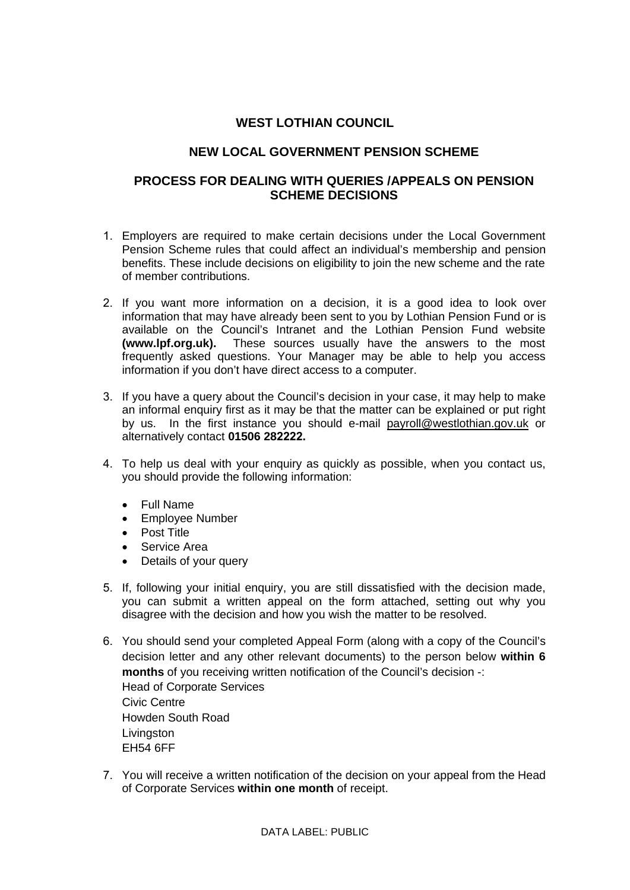# WEST LOTHIAN COUNCIL

## NEW LOCAL GOVERNMENT PENSION SCHEME

## PROCESS FOR DEALING WITH QUERIES /APPEALS ON PENSION SCHEME DECISIONS

1. Employers are required to make certain decisions under the Local Government Pension Scheme rules that could affect an individual's membership and pension benefits. These include decisions on eligibility to join the new scheme and the rate of member contributions.

2. If you want more information on a decision, it is a good idea to look over information that may have already been sent to you by Lothian Pension Fund or is available on the Council's Intranet and the Lothian Pension Fund website **(www.lpf.org.uk).** These sources usually have the answers to the most frequently asked questions. Your Manager may be able to help you access information if you don't have direct access to a computer.

3. If you have a query about the Council's decision in your case, it may help to make an informal enquiry first as it may be that the matter can be explained or put right by us. In the first instance you should e-mail payroll@westlothian.gov.uk or alternatively contact **01506 282222.**

4. To help us deal with your enquiry as quickly as possible, when you contact us, you should provide the following information:

   - Full Name
   - Employee Number
   - Post Title
   - Service Area
   - Details of your query

5. If, following your initial enquiry, you are still dissatisfied with the decision made, you can submit a written appeal on the form attached, setting out why you disagree with the decision and how you wish the matter to be resolved.

6. You should send your completed Appeal Form (along with a copy of the Council's decision letter and any other relevant documents) to the person below **within 6 months** of you receiving written notification of the Council's decision -:
   Head of Corporate Services
   Civic Centre
   Howden South Road
   Livingston
   EH54 6FF

7. You will receive a written notification of the decision on your appeal from the Head of Corporate Services **within one month** of receipt.

DATA LABEL: PUBLIC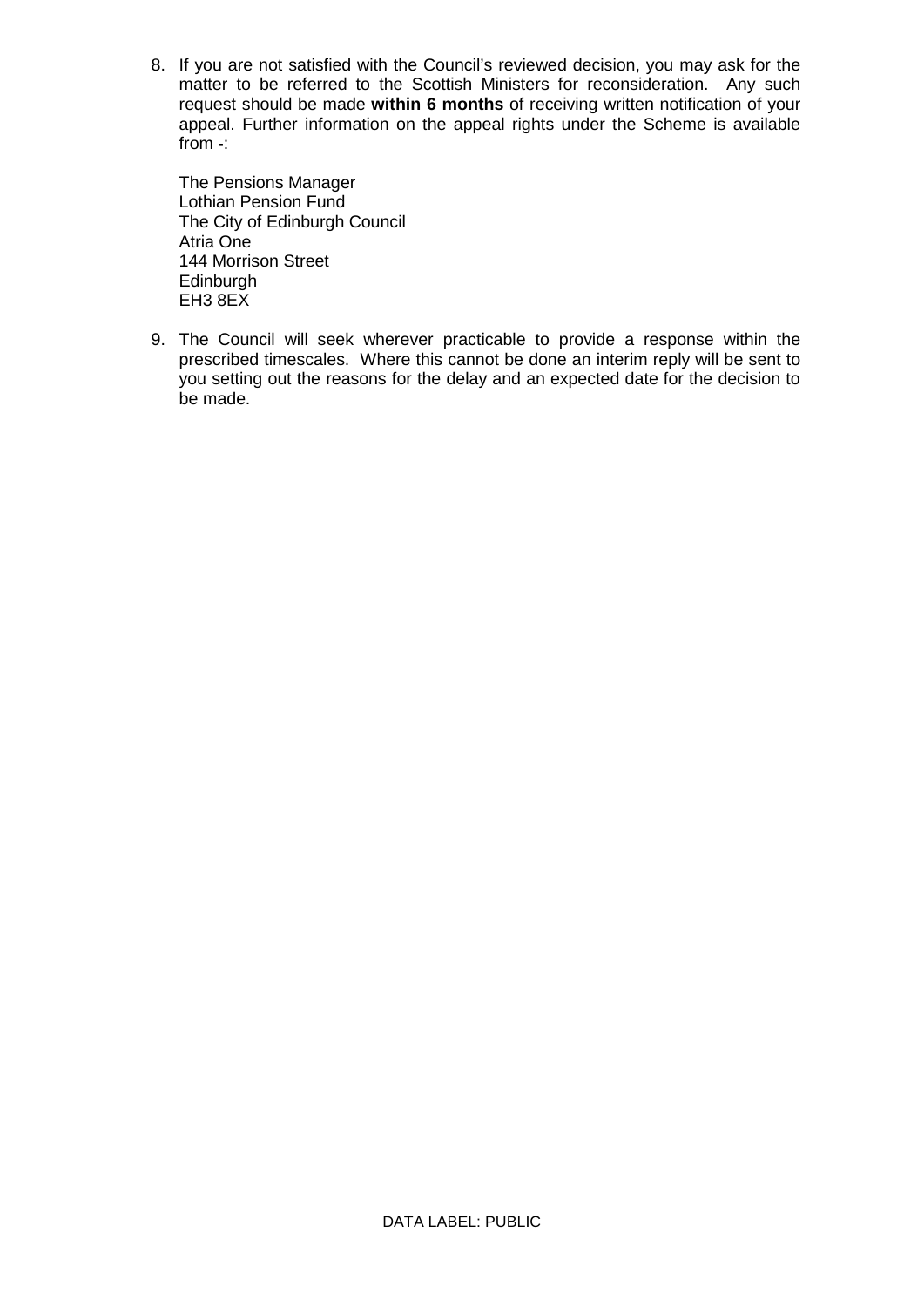8. If you are not satisfied with the Council's reviewed decision, you may ask for the matter to be referred to the Scottish Ministers for reconsideration. Any such request should be made **within 6 months** of receiving written notification of your appeal. Further information on the appeal rights under the Scheme is available from -:

   The Pensions Manager
   Lothian Pension Fund
   The City of Edinburgh Council
   Atria One
   144 Morrison Street
   Edinburgh
   EH3 8EX

9. The Council will seek wherever practicable to provide a response within the prescribed timescales. Where this cannot be done an interim reply will be sent to you setting out the reasons for the delay and an expected date for the decision to be made.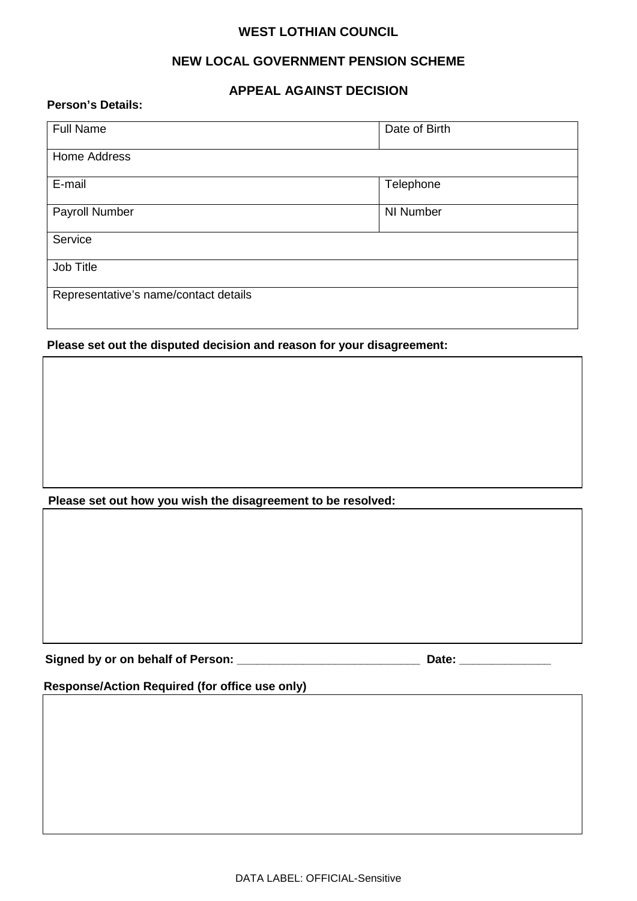**WEST LOTHIAN COUNCIL**

**NEW LOCAL GOVERNMENT PENSION SCHEME**

**APPEAL AGAINST DECISION**

**Person's Details:**

| | |
|---|---|
| Full Name | Date of Birth |
| Home Address | |
| E-mail | Telephone |
| Payroll Number | NI Number |
| Service | |
| Job Title | |
| Representative's name/contact details | |

**Please set out the disputed decision and reason for your disagreement:**

| |
|---|
| |

**Please set out how you wish the disagreement to be resolved:**

| |
|---|
| |

**Signed by or on behalf of Person: ____________________________ Date: ______________**

**Response/Action Required (for office use only)**

| |
|---|
| |

DATA LABEL: OFFICIAL-Sensitive